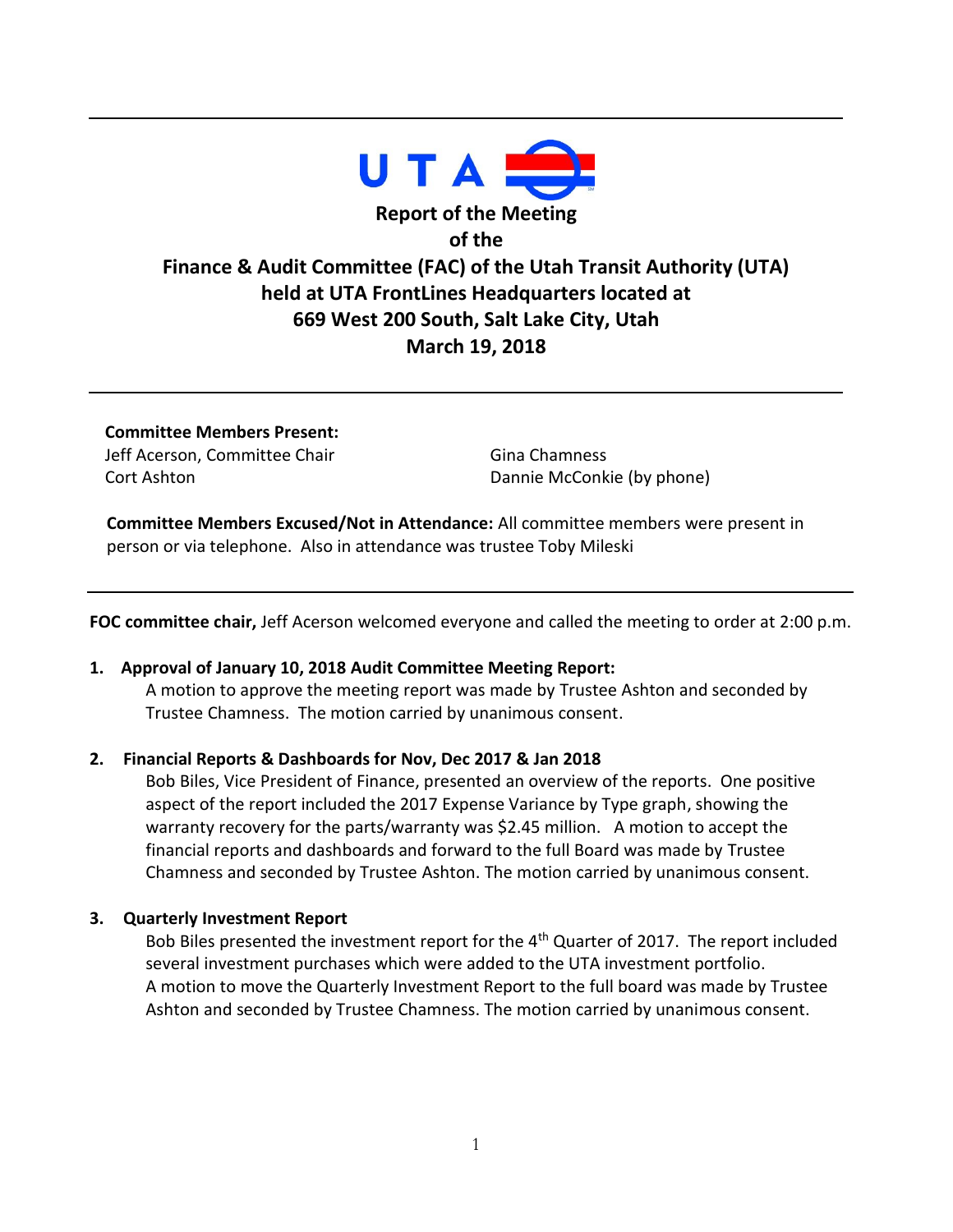UTA

# Report of the Meeting of the Finance & Audit Committee (FAC) of the Utah Transit Authority (UTA) held at UTA FrontLines Headquarters located at 669 West 200 South, Salt Lake City, Utah March 19, 2018

---

**Committee Members Present:**

Jeff Acerson, Committee Chair
Cort Ashton
Gina Chamness
Dannie McConkie (by phone)

**Committee Members Excused/Not in Attendance:** All committee members were present in person or via telephone. Also in attendance was trustee Toby Mileski

---

**FOC committee chair,** Jeff Acerson welcomed everyone and called the meeting to order at 2:00 p.m.

**1. Approval of January 10, 2018 Audit Committee Meeting Report:**

A motion to approve the meeting report was made by Trustee Ashton and seconded by Trustee Chamness. The motion carried by unanimous consent.

**2. Financial Reports & Dashboards for Nov, Dec 2017 & Jan 2018**

Bob Biles, Vice President of Finance, presented an overview of the reports. One positive aspect of the report included the 2017 Expense Variance by Type graph, showing the warranty recovery for the parts/warranty was $2.45 million. A motion to accept the financial reports and dashboards and forward to the full Board was made by Trustee Chamness and seconded by Trustee Ashton. The motion carried by unanimous consent.

**3. Quarterly Investment Report**

Bob Biles presented the investment report for the 4th Quarter of 2017. The report included several investment purchases which were added to the UTA investment portfolio.
A motion to move the Quarterly Investment Report to the full board was made by Trustee Ashton and seconded by Trustee Chamness. The motion carried by unanimous consent.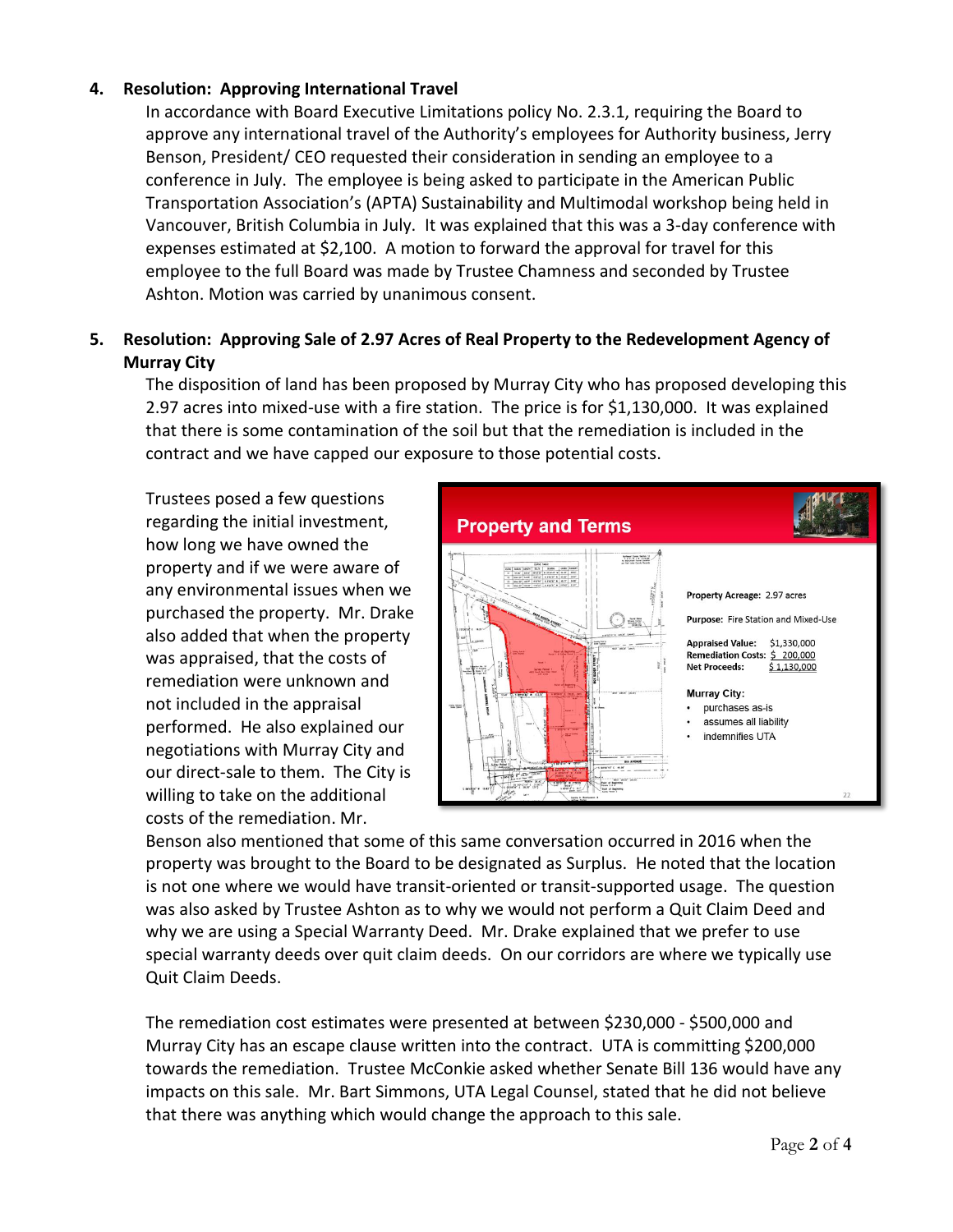4. **Resolution: Approving International Travel**

   In accordance with Board Executive Limitations policy No. 2.3.1, requiring the Board to approve any international travel of the Authority's employees for Authority business, Jerry Benson, President/ CEO requested their consideration in sending an employee to a conference in July. The employee is being asked to participate in the American Public Transportation Association's (APTA) Sustainability and Multimodal workshop being held in Vancouver, British Columbia in July. It was explained that this was a 3-day conference with expenses estimated at $2,100. A motion to forward the approval for travel for this employee to the full Board was made by Trustee Chamness and seconded by Trustee Ashton. Motion was carried by unanimous consent.

5. **Resolution: Approving Sale of 2.97 Acres of Real Property to the Redevelopment Agency of Murray City**

   The disposition of land has been proposed by Murray City who has proposed developing this 2.97 acres into mixed-use with a fire station. The price is for $1,130,000. It was explained that there is some contamination of the soil but that the remediation is included in the contract and we have capped our exposure to those potential costs.

   Trustees posed a few questions regarding the initial investment, how long we have owned the property and if we were aware of any environmental issues when we purchased the property. Mr. Drake also added that when the property was appraised, that the costs of remediation were unknown and not included in the appraisal performed. He also explained our negotiations with Murray City and our direct-sale to them. The City is willing to take on the additional costs of the remediation. Mr. Benson also mentioned that some of this same conversation occurred in 2016 when the property was brought to the Board to be designated as Surplus. He noted that the location is not one where we would have transit-oriented or transit-supported usage. The question was also asked by Trustee Ashton as to why we would not perform a Quit Claim Deed and why we are using a Special Warranty Deed. Mr. Drake explained that we prefer to use special warranty deeds over quit claim deeds. On our corridors are where we typically use Quit Claim Deeds.

   **Property and Terms**

   Property Acreage: 2.97 acres

   Purpose: Fire Station and Mixed-Use

   | | |
   |---|---|
   | Appraised Value: | $1,330,000 |
   | Remediation Costs: | $ 200,000 |
   | Net Proceeds: | $ 1,130,000 |

   Murray City:
   - purchases as-is
   - assumes all liability
   - indemnifies UTA

   The remediation cost estimates were presented at between $230,000 - $500,000 and Murray City has an escape clause written into the contract. UTA is committing $200,000 towards the remediation. Trustee McConkie asked whether Senate Bill 136 would have any impacts on this sale. Mr. Bart Simmons, UTA Legal Counsel, stated that he did not believe that there was anything which would change the approach to this sale.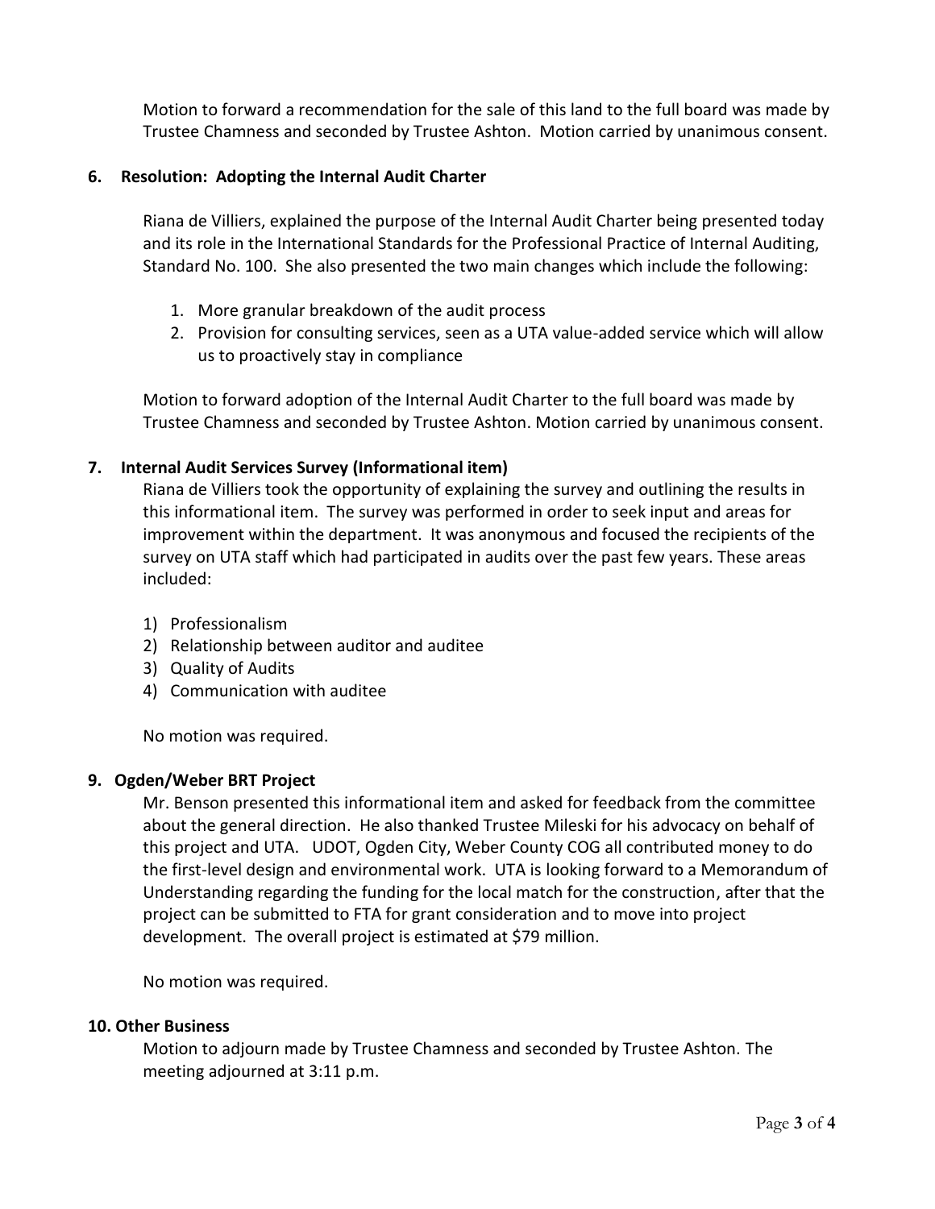Motion to forward a recommendation for the sale of this land to the full board was made by Trustee Chamness and seconded by Trustee Ashton. Motion carried by unanimous consent.

**6. Resolution: Adopting the Internal Audit Charter**

Riana de Villiers, explained the purpose of the Internal Audit Charter being presented today and its role in the International Standards for the Professional Practice of Internal Auditing, Standard No. 100. She also presented the two main changes which include the following:

1. More granular breakdown of the audit process
2. Provision for consulting services, seen as a UTA value-added service which will allow us to proactively stay in compliance

Motion to forward adoption of the Internal Audit Charter to the full board was made by Trustee Chamness and seconded by Trustee Ashton. Motion carried by unanimous consent.

**7. Internal Audit Services Survey (Informational item)**

Riana de Villiers took the opportunity of explaining the survey and outlining the results in this informational item. The survey was performed in order to seek input and areas for improvement within the department. It was anonymous and focused the recipients of the survey on UTA staff which had participated in audits over the past few years. These areas included:

1) Professionalism
2) Relationship between auditor and auditee
3) Quality of Audits
4) Communication with auditee

No motion was required.

**9. Ogden/Weber BRT Project**

Mr. Benson presented this informational item and asked for feedback from the committee about the general direction. He also thanked Trustee Mileski for his advocacy on behalf of this project and UTA. UDOT, Ogden City, Weber County COG all contributed money to do the first-level design and environmental work. UTA is looking forward to a Memorandum of Understanding regarding the funding for the local match for the construction, after that the project can be submitted to FTA for grant consideration and to move into project development. The overall project is estimated at $79 million.

No motion was required.

**10. Other Business**

Motion to adjourn made by Trustee Chamness and seconded by Trustee Ashton. The meeting adjourned at 3:11 p.m.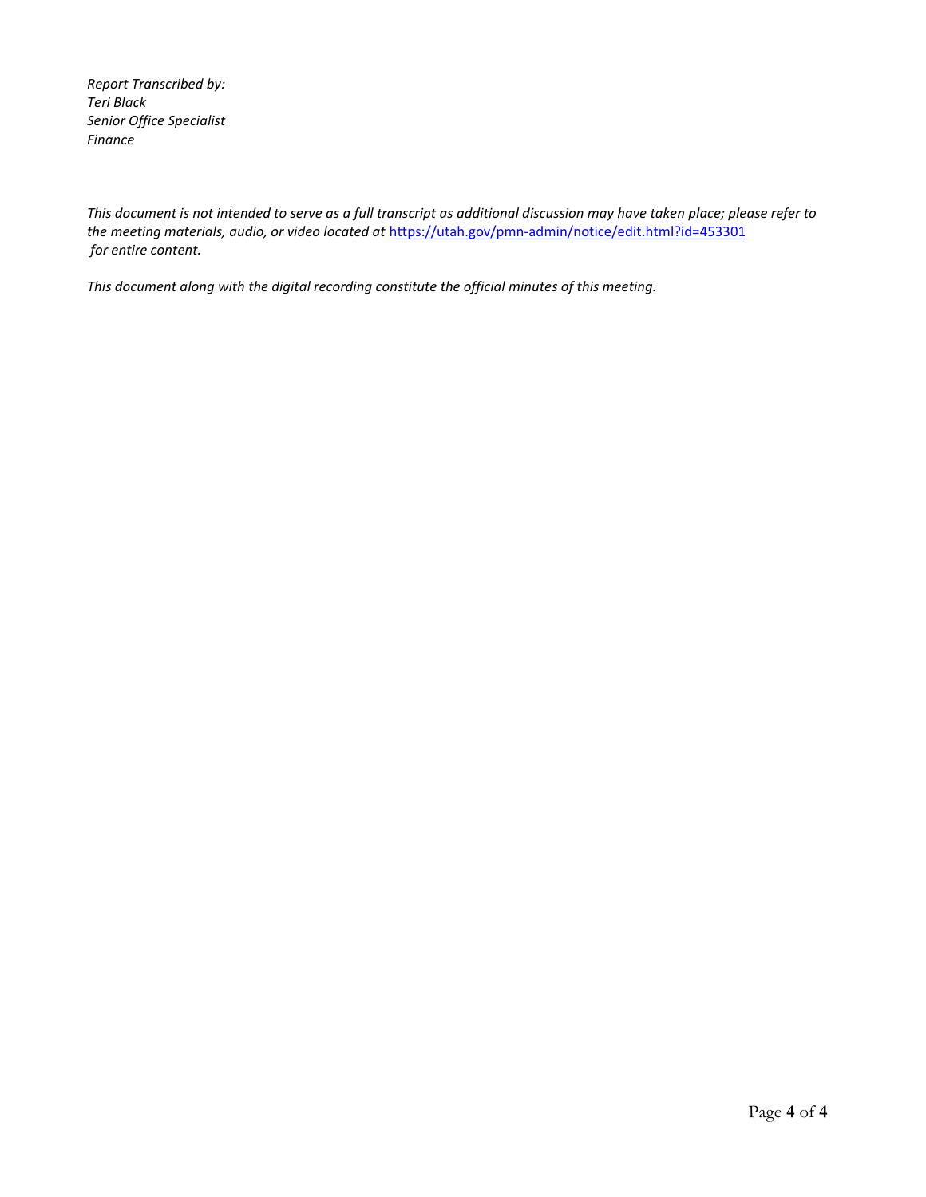*Report Transcribed by:*
*Teri Black*
*Senior Office Specialist*
*Finance*

*This document is not intended to serve as a full transcript as additional discussion may have taken place; please refer to the meeting materials, audio, or video located at* [https://utah.gov/pmn-admin/notice/edit.html?id=453301](https://utah.gov/pmn-admin/notice/edit.html?id=453301) *for entire content.*

*This document along with the digital recording constitute the official minutes of this meeting.*